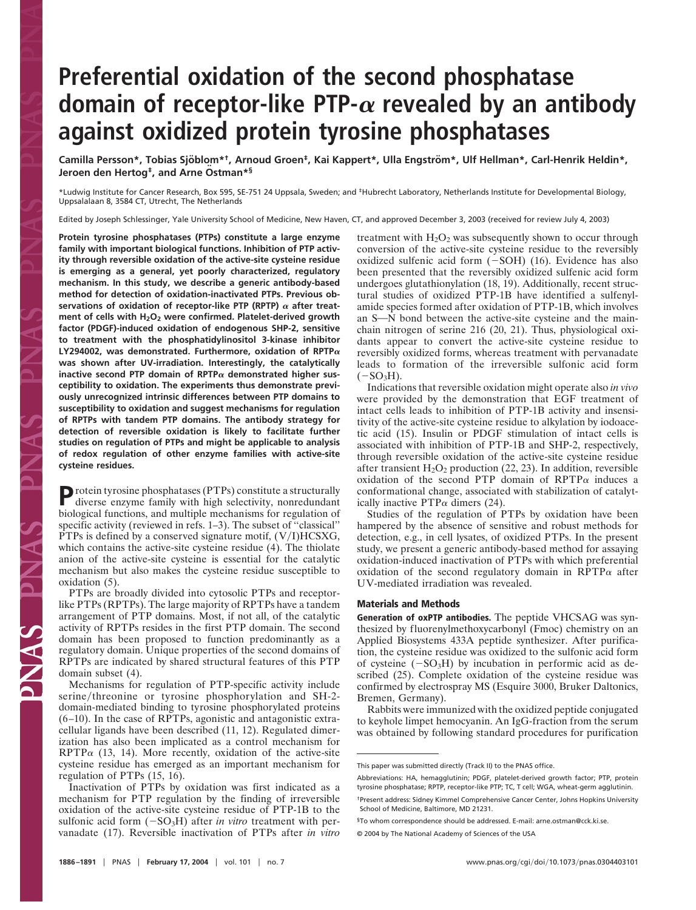# Preferential oxidation of the second phosphatase domain of receptor-like PTP-α revealed by an antibody against oxidized protein tyrosine phosphatases

**Camilla Persson*, Tobias Sjöblom*†, Arnoud Groen‡, Kai Kappert*, Ulla Engström*, Ulf Hellman*, Carl-Henrik Heldin*, Jeroen den Hertog‡, and Arne Östman*§**

*Ludwig Institute for Cancer Research, Box 595, SE-751 24 Uppsala, Sweden; and ‡Hubrecht Laboratory, Netherlands Institute for Developmental Biology, Uppsalalaan 8, 3584 CT, Utrecht, The Netherlands

Edited by Joseph Schlessinger, Yale University School of Medicine, New Haven, CT, and approved December 3, 2003 (received for review July 4, 2003)

**Protein tyrosine phosphatases (PTPs) constitute a large enzyme family with important biological functions. Inhibition of PTP activity through reversible oxidation of the active-site cysteine residue is emerging as a general, yet poorly characterized, regulatory mechanism. In this study, we describe a generic antibody-based method for detection of oxidation-inactivated PTPs. Previous observations of oxidation of receptor-like PTP (RPTP) α after treatment of cells with $H_2O_2$ were confirmed. Platelet-derived growth factor (PDGF)-induced oxidation of endogenous SHP-2, sensitive to treatment with the phosphatidylinositol 3-kinase inhibitor LY294002, was demonstrated. Furthermore, oxidation of RPTPα was shown after UV-irradiation. Interestingly, the catalytically inactive second PTP domain of RPTPα demonstrated higher susceptibility to oxidation. The experiments thus demonstrate previously unrecognized intrinsic differences between PTP domains to susceptibility to oxidation and suggest mechanisms for regulation of RPTPs with tandem PTP domains. The antibody strategy for detection of reversible oxidation is likely to facilitate further studies on regulation of PTPs and might be applicable to analysis of redox regulation of other enzyme families with active-site cysteine residues.**

Protein tyrosine phosphatases (PTPs) constitute a structurally diverse enzyme family with high selectivity, nonredundant biological functions, and multiple mechanisms for regulation of specific activity (reviewed in refs. 1–3). The subset of "classical" PTPs is defined by a conserved signature motif, (V/I)HCSXG, which contains the active-site cysteine residue (4). The thiolate anion of the active-site cysteine is essential for the catalytic mechanism but also makes the cysteine residue susceptible to oxidation (5).

PTPs are broadly divided into cytosolic PTPs and receptor-like PTPs (RPTPs). The large majority of RPTPs have a tandem arrangement of PTP domains. Most, if not all, of the catalytic activity of RPTPs resides in the first PTP domain. The second domain has been proposed to function predominantly as a regulatory domain. Unique properties of the second domains of RPTPs are indicated by shared structural features of this PTP domain subset (4).

Mechanisms for regulation of PTP-specific activity include serine/threonine or tyrosine phosphorylation and SH-2-domain-mediated binding to tyrosine phosphorylated proteins (6–10). In the case of RPTPs, agonistic and antagonistic extracellular ligands have been described (11, 12). Regulated dimerization has also been implicated as a control mechanism for RPTPα (13, 14). More recently, oxidation of the active-site cysteine residue has emerged as an important mechanism for regulation of PTPs (15, 16).

Inactivation of PTPs by oxidation was first indicated as a mechanism for PTP regulation by the finding of irreversible oxidation of the active-site cysteine residue of PTP-1B to the sulfonic acid form ($-SO_3H$) after *in vitro* treatment with pervanadate (17). Reversible inactivation of PTPs after *in vitro* treatment with $H_2O_2$ was subsequently shown to occur through conversion of the active-site cysteine residue to the reversibly oxidized sulfenic acid form ($-SOH$) (16). Evidence has also been presented that the reversibly oxidized sulfenic acid form undergoes glutathionylation (18, 19). Additionally, recent structural studies of oxidized PTP-1B have identified a sulfenyl-amide species formed after oxidation of PTP-1B, which involves an S—N bond between the active-site cysteine and the main-chain nitrogen of serine 216 (20, 21). Thus, physiological oxidants appear to convert the active-site cysteine residue to reversibly oxidized forms, whereas treatment with pervanadate leads to formation of the irreversible sulfonic acid form ($-SO_3H$).

Indications that reversible oxidation might operate also *in vivo* were provided by the demonstration that EGF treatment of intact cells leads to inhibition of PTP-1B activity and insensitivity of the active-site cysteine residue to alkylation by iodoacetic acid (15). Insulin or PDGF stimulation of intact cells is associated with inhibition of PTP-1B and SHP-2, respectively, through reversible oxidation of the active-site cysteine residue after transient $H_2O_2$ production (22, 23). In addition, reversible oxidation of the second PTP domain of RPTPα induces a conformational change, associated with stabilization of catalytically inactive PTPα dimers (24).

Studies of the regulation of PTPs by oxidation have been hampered by the absence of sensitive and robust methods for detection, e.g., in cell lysates, of oxidized PTPs. In the present study, we present a generic antibody-based method for assaying oxidation-induced inactivation of PTPs with which preferential oxidation of the second regulatory domain in RPTPα after UV-mediated irradiation was revealed.

## Materials and Methods

**Generation of oxPTP antibodies.** The peptide VHCSAG was synthesized by fluorenylmethoxycarbonyl (Fmoc) chemistry on an Applied Biosystems 433A peptide synthesizer. After purification, the cysteine residue was oxidized to the sulfonic acid form of cysteine ($-SO_3H$) by incubation in performic acid as described (25). Complete oxidation of the cysteine residue was confirmed by electrospray MS (Esquire 3000, Bruker Daltonics, Bremen, Germany).

Rabbits were immunized with the oxidized peptide conjugated to keyhole limpet hemocyanin. An IgG-fraction from the serum was obtained by following standard procedures for purification

This paper was submitted directly (Track II) to the PNAS office.

Abbreviations: HA, hemagglutinin; PDGF, platelet-derived growth factor; PTP, protein tyrosine phosphatase; RPTP, receptor-like PTP; TC, T cell; WGA, wheat-germ agglutinin.

†Present address: Sidney Kimmel Comprehensive Cancer Center, Johns Hopkins University School of Medicine, Baltimore, MD 21231.

§To whom correspondence should be addressed. E-mail: arne.ostman@cck.ki.se.

© 2004 by The National Academy of Sciences of the USA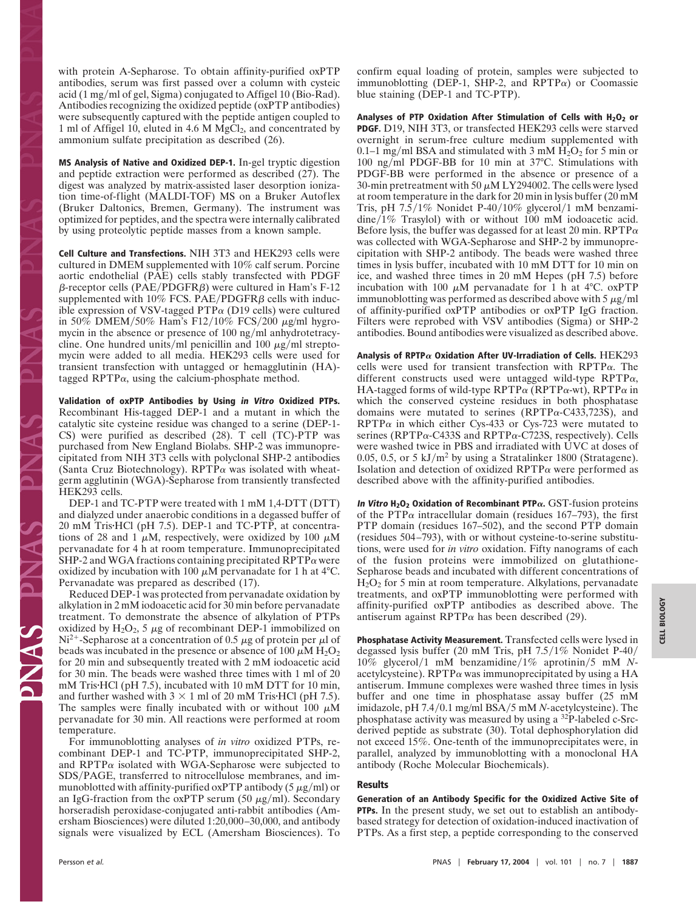with protein A-Sepharose. To obtain affinity-purified oxPTP antibodies, serum was first passed over a column with cysteic acid (1 mg/ml of gel, Sigma) conjugated to Affigel 10 (Bio-Rad). Antibodies recognizing the oxidized peptide (oxPTP antibodies) were subsequently captured with the peptide antigen coupled to 1 ml of Affigel 10, eluted in 4.6 M $MgCl_2$, and concentrated by ammonium sulfate precipitation as described (26).

**MS Analysis of Native and Oxidized DEP-1.** In-gel tryptic digestion and peptide extraction were performed as described (27). The digest was analyzed by matrix-assisted laser desorption ionization time-of-flight (MALDI-TOF) MS on a Bruker Autoflex (Bruker Daltonics, Bremen, Germany). The instrument was optimized for peptides, and the spectra were internally calibrated by using proteolytic peptide masses from a known sample.

**Cell Culture and Transfections.** NIH 3T3 and HEK293 cells were cultured in DMEM supplemented with 10% calf serum. Porcine aortic endothelial (PAE) cells stably transfected with PDGF $\beta$-receptor cells (PAE/PDGFR$\beta$) were cultured in Ham's F-12 supplemented with 10% FCS. PAE/PDGFR$\beta$ cells with inducible expression of VSV-tagged PTP$\alpha$ (D19 cells) were cultured in 50% DMEM/50% Ham's F12/10% FCS/200 $\mu$g/ml hygromycin in the absence or presence of 100 ng/ml anhydrotetracycline. One hundred units/ml penicillin and 100 $\mu$g/ml streptomycin were added to all media. HEK293 cells were used for transient transfection with untagged or hemagglutinin (HA)-tagged RPTP$\alpha$, using the calcium-phosphate method.

**Validation of oxPTP Antibodies by Using *in Vitro* Oxidized PTPs.** Recombinant His-tagged DEP-1 and a mutant in which the catalytic site cysteine residue was changed to a serine (DEP-1-CS) were purified as described (28). T cell (TC)-PTP was purchased from New England Biolabs. SHP-2 was immunoprecipitated from NIH 3T3 cells with polyclonal SHP-2 antibodies (Santa Cruz Biotechnology). RPTP$\alpha$ was isolated with wheat-germ agglutinin (WGA)-Sepharose from transiently transfected HEK293 cells.

DEP-1 and TC-PTP were treated with 1 mM 1,4-DTT (DTT) and dialyzed under anaerobic conditions in a degassed buffer of 20 mM Tris·HCl (pH 7.5). DEP-1 and TC-PTP, at concentrations of 28 and 1 $\mu$M, respectively, were oxidized by 100 $\mu$M pervanadate for 4 h at room temperature. Immunoprecipitated SHP-2 and WGA fractions containing precipitated RPTP$\alpha$ were oxidized by incubation with 100 $\mu$M pervanadate for 1 h at 4°C. Pervanadate was prepared as described (17).

Reduced DEP-1 was protected from pervanadate oxidation by alkylation in 2 mM iodoacetic acid for 30 min before pervanadate treatment. To demonstrate the absence of alkylation of PTPs oxidized by $H_2O_2$, 5 $\mu$g of recombinant DEP-1 immobilized on $Ni^{2+}$-Sepharose at a concentration of 0.5 $\mu$g of protein per $\mu$l of beads was incubated in the presence or absence of 100 $\mu$M $H_2O_2$ for 20 min and subsequently treated with 2 mM iodoacetic acid for 30 min. The beads were washed three times with 1 ml of 20 mM Tris·HCl (pH 7.5), incubated with 10 mM DTT for 10 min, and further washed with $3 \times 1$ ml of 20 mM Tris·HCl (pH 7.5). The samples were finally incubated with or without 100 $\mu$M pervanadate for 30 min. All reactions were performed at room temperature.

For immunoblotting analyses of *in vitro* oxidized PTPs, recombinant DEP-1 and TC-PTP, immunoprecipitated SHP-2, and RPTP$\alpha$ isolated with WGA-Sepharose were subjected to SDS/PAGE, transferred to nitrocellulose membranes, and immunoblotted with affinity-purified oxPTP antibody (5 $\mu$g/ml) or an IgG-fraction from the oxPTP serum (50 $\mu$g/ml). Secondary horseradish peroxidase-conjugated anti-rabbit antibodies (Amersham Biosciences) were diluted 1:20,000–30,000, and antibody signals were visualized by ECL (Amersham Biosciences). To confirm equal loading of protein, samples were subjected to immunoblotting (DEP-1, SHP-2, and RPTP$\alpha$) or Coomassie blue staining (DEP-1 and TC-PTP).

**Analyses of PTP Oxidation After Stimulation of Cells with $H_2O_2$ or PDGF.** D19, NIH 3T3, or transfected HEK293 cells were starved overnight in serum-free culture medium supplemented with 0.1–1 mg/ml BSA and stimulated with 3 mM $H_2O_2$ for 5 min or 100 ng/ml PDGF-BB for 10 min at 37°C. Stimulations with PDGF-BB were performed in the absence or presence of a 30-min pretreatment with 50 $\mu$M LY294002. The cells were lysed at room temperature in the dark for 20 min in lysis buffer (20 mM Tris, pH 7.5/1% Nonidet P-40/10% glycerol/1 mM benzamidine/1% Trasylol) with or without 100 mM iodoacetic acid. Before lysis, the buffer was degassed for at least 20 min. RPTP$\alpha$ was collected with WGA-Sepharose and SHP-2 by immunoprecipitation with SHP-2 antibody. The beads were washed three times in lysis buffer, incubated with 10 mM DTT for 10 min on ice, and washed three times in 20 mM Hepes (pH 7.5) before incubation with 100 $\mu$M pervanadate for 1 h at 4°C. oxPTP immunoblotting was performed as described above with 5 $\mu$g/ml of affinity-purified oxPTP antibodies or oxPTP IgG fraction. Filters were reprobed with VSV antibodies (Sigma) or SHP-2 antibodies. Bound antibodies were visualized as described above.

**Analysis of RPTP$\alpha$ Oxidation After UV-Irradiation of Cells.** HEK293 cells were used for transient transfection with RPTP$\alpha$. The different constructs used were untagged wild-type RPTP$\alpha$, HA-tagged forms of wild-type RPTP$\alpha$ (RPTP$\alpha$-wt), RPTP$\alpha$ in which the conserved cysteine residues in both phosphatase domains were mutated to serines (RPTP$\alpha$-C433,723S), and RPTP$\alpha$ in which either Cys-433 or Cys-723 were mutated to serines (RPTP$\alpha$-C433S and RPTP$\alpha$-C723S, respectively). Cells were washed twice in PBS and irradiated with UVC at doses of 0.05, 0.5, or 5 kJ/$m^2$ by using a Stratalinker 1800 (Stratagene). Isolation and detection of oxidized RPTP$\alpha$ were performed as described above with the affinity-purified antibodies.

***In Vitro* $H_2O_2$ Oxidation of Recombinant PTP$\alpha$.** GST-fusion proteins of the PTP$\alpha$ intracellular domain (residues 167–793), the first PTP domain (residues 167–502), and the second PTP domain (residues 504–793), with or without cysteine-to-serine substitutions, were used for *in vitro* oxidation. Fifty nanograms of each of the fusion proteins were immobilized on glutathione-Sepharose beads and incubated with different concentrations of $H_2O_2$ for 5 min at room temperature. Alkylations, pervanadate treatments, and oxPTP immunoblotting were performed with affinity-purified oxPTP antibodies as described above. The antiserum against RPTP$\alpha$ has been described (29).

**Phosphatase Activity Measurement.** Transfected cells were lysed in degassed lysis buffer (20 mM Tris, pH 7.5/1% Nonidet P-40/10% glycerol/1 mM benzamidine/1% aprotinin/5 mM *N*-acetylcysteine). RPTP$\alpha$ was immunoprecipitated by using a HA antiserum. Immune complexes were washed three times in lysis buffer and one time in phosphatase assay buffer (25 mM imidazole, pH 7.4/0.1 mg/ml BSA/5 mM *N*-acetylcysteine). The phosphatase activity was measured by using a $^{32}$P-labeled c-Src-derived peptide as substrate (30). Total dephosphorylation did not exceed 15%. One-tenth of the immunoprecipitates were, in parallel, analyzed by immunoblotting with a monoclonal HA antibody (Roche Molecular Biochemicals).

## Results

**Generation of an Antibody Specific for the Oxidized Active Site of PTPs.** In the present study, we set out to establish an antibody-based strategy for detection of oxidation-induced inactivation of PTPs. As a first step, a peptide corresponding to the conserved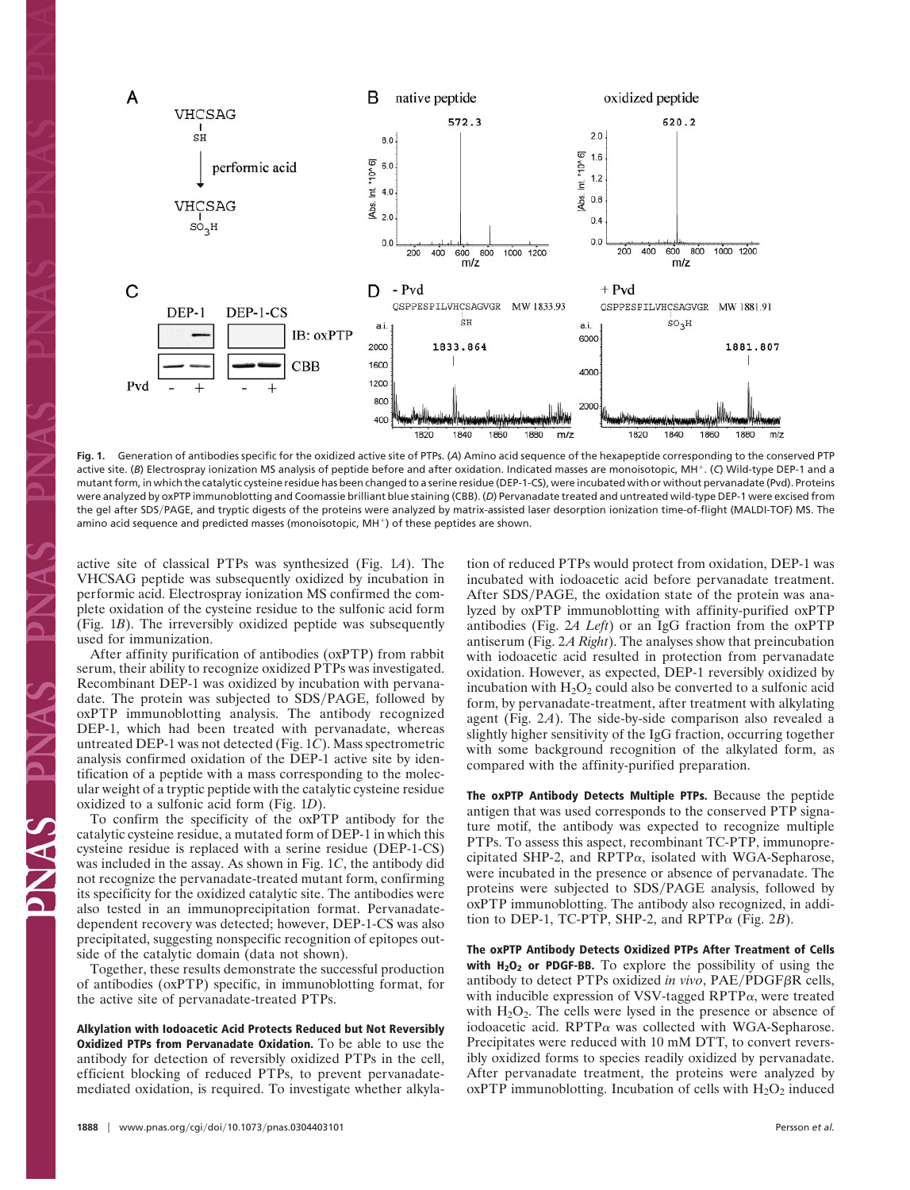**Fig. 1.** Generation of antibodies specific for the oxidized active site of PTPs. (*A*) Amino acid sequence of the hexapeptide corresponding to the conserved PTP active site. (*B*) Electrospray ionization MS analysis of peptide before and after oxidation. Indicated masses are monoisotopic, $MH^+$. (*C*) Wild-type DEP-1 and a mutant form, in which the catalytic cysteine residue has been changed to a serine residue (DEP-1-CS), were incubated with or without pervanadate (Pvd). Proteins were analyzed by oxPTP immunoblotting and Coomassie brilliant blue staining (CBB). (*D*) Pervanadate treated and untreated wild-type DEP-1 were excised from the gel after SDS/PAGE, and tryptic digests of the proteins were analyzed by matrix-assisted laser desorption ionization time-of-flight (MALDI-TOF) MS. The amino acid sequence and predicted masses (monoisotopic, $MH^+$) of these peptides are shown.

active site of classical PTPs was synthesized (Fig. 1*A*). The VHCSAG peptide was subsequently oxidized by incubation in performic acid. Electrospray ionization MS confirmed the complete oxidation of the cysteine residue to the sulfonic acid form (Fig. 1*B*). The irreversibly oxidized peptide was subsequently used for immunization.

After affinity purification of antibodies (oxPTP) from rabbit serum, their ability to recognize oxidized PTPs was investigated. Recombinant DEP-1 was oxidized by incubation with pervanadate. The protein was subjected to SDS/PAGE, followed by oxPTP immunoblotting analysis. The antibody recognized DEP-1, which had been treated with pervanadate, whereas untreated DEP-1 was not detected (Fig. 1*C*). Mass spectrometric analysis confirmed oxidation of the DEP-1 active site by identification of a peptide with a mass corresponding to the molecular weight of a tryptic peptide with the catalytic cysteine residue oxidized to a sulfonic acid form (Fig. 1*D*).

To confirm the specificity of the oxPTP antibody for the catalytic cysteine residue, a mutated form of DEP-1 in which this cysteine residue is replaced with a serine residue (DEP-1-CS) was included in the assay. As shown in Fig. 1*C*, the antibody did not recognize the pervanadate-treated mutant form, confirming its specificity for the oxidized catalytic site. The antibodies were also tested in an immunoprecipitation format. Pervanadate-dependent recovery was detected; however, DEP-1-CS was also precipitated, suggesting nonspecific recognition of epitopes outside of the catalytic domain (data not shown).

Together, these results demonstrate the successful production of antibodies (oxPTP) specific, in immunoblotting format, for the active site of pervanadate-treated PTPs.

**Alkylation with Iodoacetic Acid Protects Reduced but Not Reversibly Oxidized PTPs from Pervanadate Oxidation.** To be able to use the antibody for detection of reversibly oxidized PTPs in the cell, efficient blocking of reduced PTPs, to prevent pervanadate-mediated oxidation, is required. To investigate whether alkylation of reduced PTPs would protect from oxidation, DEP-1 was incubated with iodoacetic acid before pervanadate treatment. After SDS/PAGE, the oxidation state of the protein was analyzed by oxPTP immunoblotting with affinity-purified oxPTP antibodies (Fig. 2*A Left*) or an IgG fraction from the oxPTP antiserum (Fig. 2*A Right*). The analyses show that preincubation with iodoacetic acid resulted in protection from pervanadate oxidation. However, as expected, DEP-1 reversibly oxidized by incubation with $H_2O_2$ could also be converted to a sulfonic acid form, by pervanadate-treatment, after treatment with alkylating agent (Fig. 2*A*). The side-by-side comparison also revealed a slightly higher sensitivity of the IgG fraction, occurring together with some background recognition of the alkylated form, as compared with the affinity-purified preparation.

**The oxPTP Antibody Detects Multiple PTPs.** Because the peptide antigen that was used corresponds to the conserved PTP signature motif, the antibody was expected to recognize multiple PTPs. To assess this aspect, recombinant TC-PTP, immunoprecipitated SHP-2, and RPTPα, isolated with WGA-Sepharose, were incubated in the presence or absence of pervanadate. The proteins were subjected to SDS/PAGE analysis, followed by oxPTP immunoblotting. The antibody also recognized, in addition to DEP-1, TC-PTP, SHP-2, and RPTPα (Fig. 2*B*).

**The oxPTP Antibody Detects Oxidized PTPs After Treatment of Cells with $H_2O_2$ or PDGF-BB.** To explore the possibility of using the antibody to detect PTPs oxidized *in vivo*, PAE/PDGFβR cells, with inducible expression of VSV-tagged RPTPα, were treated with $H_2O_2$. The cells were lysed in the presence or absence of iodoacetic acid. RPTPα was collected with WGA-Sepharose. Precipitates were reduced with 10 mM DTT, to convert reversibly oxidized forms to species readily oxidized by pervanadate. After pervanadate treatment, the proteins were analyzed by oxPTP immunoblotting. Incubation of cells with $H_2O_2$ induced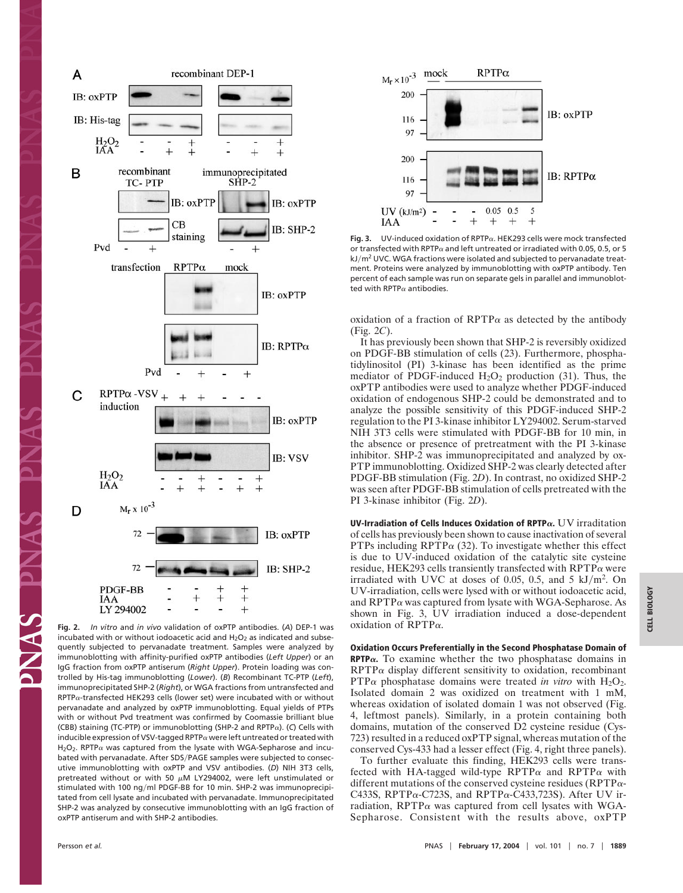**Fig. 2.** *In vitro* and *in vivo* validation of oxPTP antibodies. (*A*) DEP-1 was incubated with or without iodoacetic acid and $H_2O_2$ as indicated and subsequently subjected to pervanadate treatment. Samples were analyzed by immunoblotting with affinity-purified oxPTP antibodies (*Left Upper*) or an IgG fraction from oxPTP antiserum (*Right Upper*). Protein loading was controlled by His-tag immunoblotting (*Lower*). (*B*) Recombinant TC-PTP (*Left*), immunoprecipitated SHP-2 (*Right*), or WGA fractions from untransfected and RPTPα-transfected HEK293 cells (lower set) were incubated with or without pervanadate and analyzed by oxPTP immunoblotting. Equal yields of PTPs with or without Pvd treatment was confirmed by Coomassie brilliant blue (CBB) staining (TC-PTP) or immunoblotting (SHP-2 and RPTPα). (*C*) Cells with inducible expression of VSV-tagged RPTPα were left untreated or treated with $H_2O_2$. RPTPα was captured from the lysate with WGA-Sepharose and incubated with pervanadate. After SDS/PAGE samples were subjected to consecutive immunoblotting with oxPTP and VSV antibodies. (*D*) NIH 3T3 cells, pretreated without or with 50 μM LY294002, were left unstimulated or stimulated with 100 ng/ml PDGF-BB for 10 min. SHP-2 was immunoprecipitated from cell lysate and incubated with pervanadate. Immunoprecipitated SHP-2 was analyzed by consecutive immunoblotting with an IgG fraction of oxPTP antiserum and with SHP-2 antibodies.

**Fig. 3.** UV-induced oxidation of RPTPα. HEK293 cells were mock transfected or transfected with RPTPα and left untreated or irradiated with 0.05, 0.5, or 5 kJ/m² UVC. WGA fractions were isolated and subjected to pervanadate treatment. Proteins were analyzed by immunoblotting with oxPTP antibody. Ten percent of each sample was run on separate gels in parallel and immunoblotted with RPTPα antibodies.

oxidation of a fraction of RPTPα as detected by the antibody (Fig. 2*C*).

It has previously been shown that SHP-2 is reversibly oxidized on PDGF-BB stimulation of cells (23). Furthermore, phosphatidylinositol (PI) 3-kinase has been identified as the prime mediator of PDGF-induced $H_2O_2$ production (31). Thus, the oxPTP antibodies were used to analyze whether PDGF-induced oxidation of endogenous SHP-2 could be demonstrated and to analyze the possible sensitivity of this PDGF-induced SHP-2 regulation to the PI 3-kinase inhibitor LY294002. Serum-starved NIH 3T3 cells were stimulated with PDGF-BB for 10 min, in the absence or presence of pretreatment with the PI 3-kinase inhibitor. SHP-2 was immunoprecipitated and analyzed by oxPTP immunoblotting. Oxidized SHP-2 was clearly detected after PDGF-BB stimulation (Fig. 2*D*). In contrast, no oxidized SHP-2 was seen after PDGF-BB stimulation of cells pretreated with the PI 3-kinase inhibitor (Fig. 2*D*).

**UV-Irradiation of Cells Induces Oxidation of RPTPα.** UV irradiation of cells has previously been shown to cause inactivation of several PTPs including RPTPα (32). To investigate whether this effect is due to UV-induced oxidation of the catalytic site cysteine residue, HEK293 cells transiently transfected with RPTPα were irradiated with UVC at doses of 0.05, 0.5, and 5 kJ/m². On UV-irradiation, cells were lysed with or without iodoacetic acid, and RPTPα was captured from lysate with WGA-Sepharose. As shown in Fig. 3, UV irradiation induced a dose-dependent oxidation of RPTPα.

**Oxidation Occurs Preferentially in the Second Phosphatase Domain of RPTPα.** To examine whether the two phosphatase domains in RPTPα display different sensitivity to oxidation, recombinant RPTPα phosphatase domains were treated *in vitro* with $H_2O_2$. Isolated domain 2 was oxidized on treatment with 1 mM, whereas oxidation of isolated domain 1 was not observed (Fig. 4, leftmost panels). Similarly, in a protein containing both domains, mutation of the conserved D2 cysteine residue (Cys-723) resulted in a reduced oxPTP signal, whereas mutation of the conserved Cys-433 had a lesser effect (Fig. 4, right three panels).

To further evaluate this finding, HEK293 cells were transfected with HA-tagged wild-type RPTPα and RPTPα with different mutations of the conserved cysteine residues (RPTPα-C433S, RPTPα-C723S, and RPTPα-C433,723S). After UV irradiation, RPTPα was captured from cell lysates with WGA-Sepharose. Consistent with the results above, oxPTP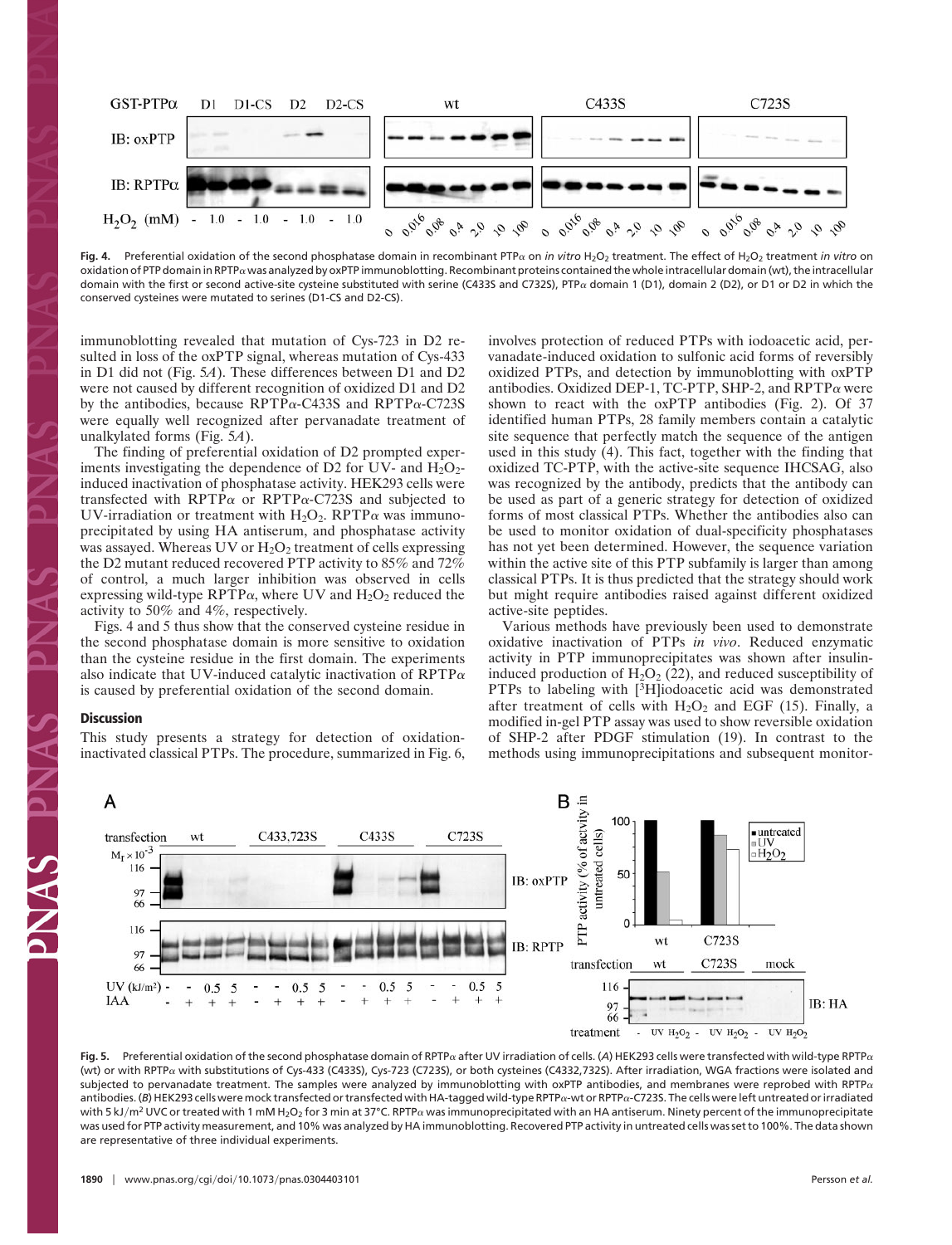**Fig. 4.** Preferential oxidation of the second phosphatase domain in recombinant PTPα on *in vitro* $H_2O_2$ treatment. The effect of $H_2O_2$ treatment *in vitro* on oxidation of PTP domain in RPTPα was analyzed by oxPTP immunoblotting. Recombinant proteins contained the whole intracellular domain (wt), the intracellular domain with the first or second active-site cysteine substituted with serine (C433S and C732S), PTPα domain 1 (D1), domain 2 (D2), or D1 or D2 in which the conserved cysteines were mutated to serines (D1-CS and D2-CS).

immunoblotting revealed that mutation of Cys-723 in D2 resulted in loss of the oxPTP signal, whereas mutation of Cys-433 in D1 did not (Fig. 5*A*). These differences between D1 and D2 were not caused by different recognition of oxidized D1 and D2 by the antibodies, because RPTPα-C433S and RPTPα-C723S were equally well recognized after pervanadate treatment of unalkylated forms (Fig. 5*A*).

The finding of preferential oxidation of D2 prompted experiments investigating the dependence of D2 for UV- and $H_2O_2$-induced inactivation of phosphatase activity. HEK293 cells were transfected with RPTPα or RPTPα-C723S and subjected to UV-irradiation or treatment with $H_2O_2$. RPTPα was immunoprecipitated by using HA antiserum, and phosphatase activity was assayed. Whereas UV or $H_2O_2$ treatment of cells expressing the D2 mutant reduced recovered PTP activity to 85% and 72% of control, a much larger inhibition was observed in cells expressing wild-type RPTPα, where UV and $H_2O_2$ reduced the activity to 50% and 4%, respectively.

Figs. 4 and 5 thus show that the conserved cysteine residue in the second phosphatase domain is more sensitive to oxidation than the cysteine residue in the first domain. The experiments also indicate that UV-induced catalytic inactivation of RPTPα is caused by preferential oxidation of the second domain.

## Discussion

This study presents a strategy for detection of oxidation-inactivated classical PTPs. The procedure, summarized in Fig. 6, involves protection of reduced PTPs with iodoacetic acid, pervanadate-induced oxidation to sulfonic acid forms of reversibly oxidized PTPs, and detection by immunoblotting with oxPTP antibodies. Oxidized DEP-1, TC-PTP, SHP-2, and RPTPα were shown to react with the oxPTP antibodies (Fig. 2). Of 37 identified human PTPs, 28 family members contain a catalytic site sequence that perfectly match the sequence of the antigen used in this study (4). This fact, together with the finding that oxidized TC-PTP, with the active-site sequence IHCSAG, also was recognized by the antibody, predicts that the antibody can be used as part of a generic strategy for detection of oxidized forms of most classical PTPs. Whether the antibodies also can be used to monitor oxidation of dual-specificity phosphatases has not yet been determined. However, the sequence variation within the active site of this PTP subfamily is larger than among classical PTPs. It is thus predicted that the strategy should work but might require antibodies raised against different oxidized active-site peptides.

Various methods have previously been used to demonstrate oxidative inactivation of PTPs *in vivo*. Reduced enzymatic activity in PTP immunoprecipitates was shown after insulin-induced production of $H_2O_2$ (22), and reduced susceptibility of PTPs to labeling with [$^3$H]iodoacetic acid was demonstrated after treatment of cells with $H_2O_2$ and EGF (15). Finally, a modified in-gel PTP assay was used to show reversible oxidation of SHP-2 after PDGF stimulation (19). In contrast to the methods using immunoprecipitations and subsequent monitor-

**Fig. 5.** Preferential oxidation of the second phosphatase domain of RPTPα after UV irradiation of cells. (*A*) HEK293 cells were transfected with wild-type RPTPα (wt) or with RPTPα with substitutions of Cys-433 (C433S), Cys-723 (C723S), or both cysteines (C4332,732S). After irradiation, WGA fractions were isolated and subjected to pervanadate treatment. The samples were analyzed by immunoblotting with oxPTP antibodies, and membranes were reprobed with RPTPα antibodies. (*B*) HEK293 cells were mock transfected or transfected with HA-tagged wild-type RPTPα-wt or RPTPα-C723S. The cells were left untreated or irradiated with 5 kJ/m$^2$ UVC or treated with 1 mM $H_2O_2$ for 3 min at 37°C. RPTPα was immunoprecipitated with an HA antiserum. Ninety percent of the immunoprecipitate was used for PTP activity measurement, and 10% was analyzed by HA immunoblotting. Recovered PTP activity in untreated cells was set to 100%. The data shown are representative of three individual experiments.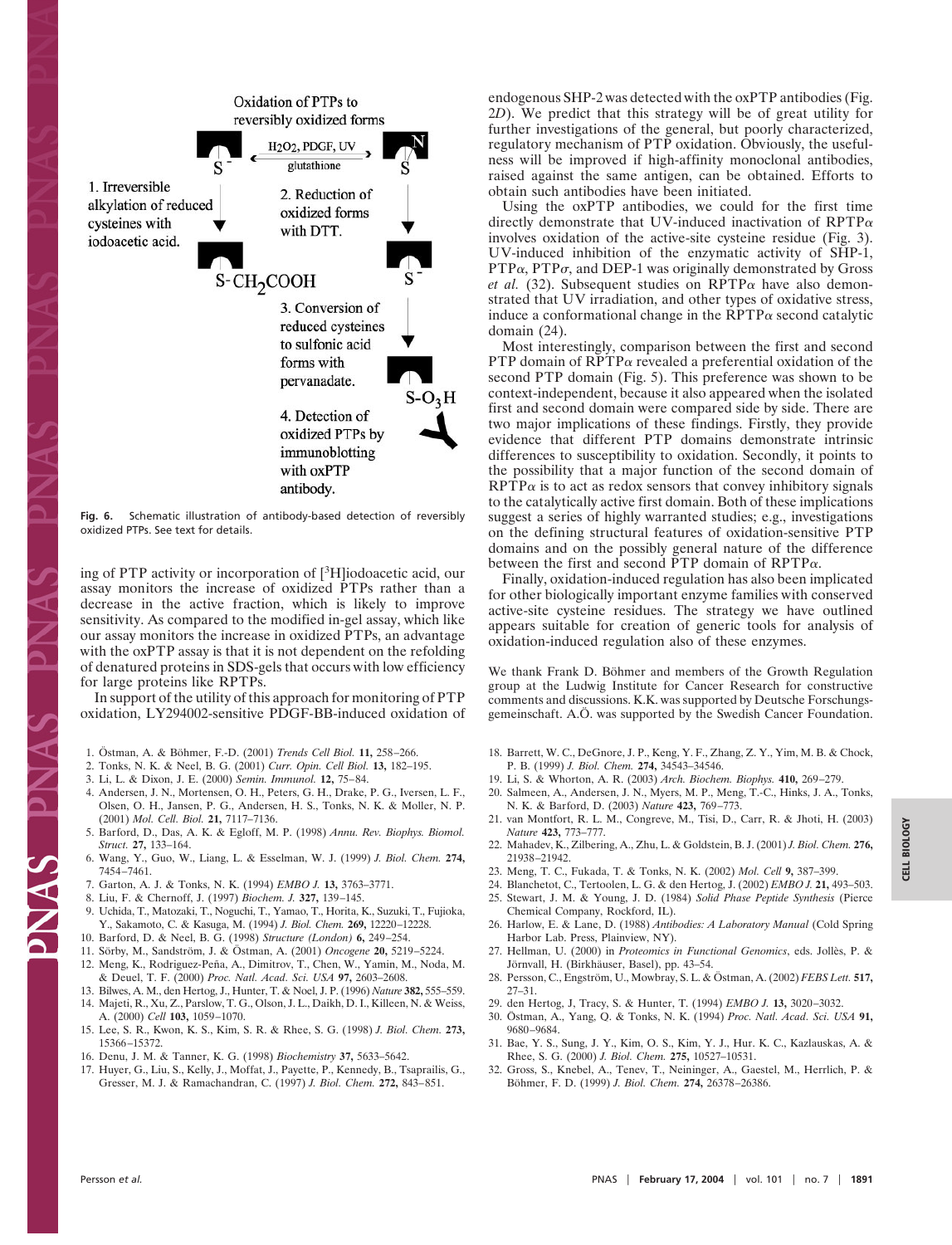Oxidation of PTPs to reversibly oxidized forms

$H_2O_2$, PDGF, UV

glutathione

1. Irreversible alkylation of reduced cysteines with iodoacetic acid.

2. Reduction of oxidized forms with DTT.

S-$CH_2$COOH

3. Conversion of reduced cysteines to sulfonic acid forms with pervanadate.

S-$O_3$H

4. Detection of oxidized PTPs by immunoblotting with oxPTP antibody.

**Fig. 6.** Schematic illustration of antibody-based detection of reversibly oxidized PTPs. See text for details.

ing of PTP activity or incorporation of [$^3$H]iodoacetic acid, our assay monitors the increase of oxidized PTPs rather than a decrease in the active fraction, which is likely to improve sensitivity. As compared to the modified in-gel assay, which like our assay monitors the increase in oxidized PTPs, an advantage with the oxPTP assay is that it is not dependent on the refolding of denatured proteins in SDS-gels that occurs with low efficiency for large proteins like RPTPs.

In support of the utility of this approach for monitoring of PTP oxidation, LY294002-sensitive PDGF-BB-induced oxidation of endogenous SHP-2 was detected with the oxPTP antibodies (Fig. 2*D*). We predict that this strategy will be of great utility for further investigations of the general, but poorly characterized, regulatory mechanism of PTP oxidation. Obviously, the usefulness will be improved if high-affinity monoclonal antibodies, raised against the same antigen, can be obtained. Efforts to obtain such antibodies have been initiated.

Using the oxPTP antibodies, we could for the first time directly demonstrate that UV-induced inactivation of RPTPα involves oxidation of the active-site cysteine residue (Fig. 3). UV-induced inhibition of the enzymatic activity of SHP-1, PTPα, PTPσ, and DEP-1 was originally demonstrated by Gross *et al.* (32). Subsequent studies on RPTPα have also demonstrated that UV irradiation, and other types of oxidative stress, induce a conformational change in the RPTPα second catalytic domain (24).

Most interestingly, comparison between the first and second PTP domain of RPTPα revealed a preferential oxidation of the second PTP domain (Fig. 5). This preference was shown to be context-independent, because it also appeared when the isolated first and second domain were compared side by side. There are two major implications of these findings. Firstly, they provide evidence that different PTP domains demonstrate intrinsic differences to susceptibility to oxidation. Secondly, it points to the possibility that a major function of the second domain of RPTPα is to act as redox sensors that convey inhibitory signals to the catalytically active first domain. Both of these implications suggest a series of highly warranted studies; e.g., investigations on the defining structural features of oxidation-sensitive PTP domains and on the possibly general nature of the difference between the first and second PTP domain of RPTPα.

Finally, oxidation-induced regulation has also been implicated for other biologically important enzyme families with conserved active-site cysteine residues. The strategy we have outlined appears suitable for creation of generic tools for analysis of oxidation-induced regulation also of these enzymes.

We thank Frank D. Böhmer and members of the Growth Regulation group at the Ludwig Institute for Cancer Research for constructive comments and discussions. K.K. was supported by Deutsche Forschungsgemeinschaft. A.Ö. was supported by the Swedish Cancer Foundation.

1. Östman, A. & Böhmer, F.-D. (2001) *Trends Cell Biol.* **11,** 258–266.
2. Tonks, N. K. & Neel, B. G. (2001) *Curr. Opin. Cell Biol.* **13,** 182–195.
3. Li, L. & Dixon, J. E. (2000) *Semin. Immunol.* **12,** 75–84.
4. Andersen, J. N., Mortensen, O. H., Peters, G. H., Drake, P. G., Iversen, L. F., Olsen, O. H., Jansen, P. G., Andersen, H. S., Tonks, N. K. & Moller, N. P. (2001) *Mol. Cell. Biol.* **21,** 7117–7136.
5. Barford, D., Das, A. K. & Egloff, M. P. (1998) *Annu. Rev. Biophys. Biomol. Struct.* **27,** 133–164.
6. Wang, Y., Guo, W., Liang, L. & Esselman, W. J. (1999) *J. Biol. Chem.* **274,** 7454–7461.
7. Garton, A. J. & Tonks, N. K. (1994) *EMBO J.* **13,** 3763–3771.
8. Liu, F. & Chernoff, J. (1997) *Biochem. J.* **327,** 139–145.
9. Uchida, T., Matozaki, T., Noguchi, T., Yamao, T., Horita, K., Suzuki, T., Fujioka, Y., Sakamoto, C. & Kasuga, M. (1994) *J. Biol. Chem.* **269,** 12220–12228.
10. Barford, D. & Neel, B. G. (1998) *Structure (London)* **6,** 249–254.
11. Sörby, M., Sandström, J. & Östman, A. (2001) *Oncogene* **20,** 5219–5224.
12. Meng, K., Rodriguez-Peña, A., Dimitrov, T., Chen, W., Yamin, M., Noda, M. & Deuel, T. F. (2000) *Proc. Natl. Acad. Sci. USA* **97,** 2603–2608.
13. Bilwes, A. M., den Hertog, J., Hunter, T. & Noel, J. P. (1996) *Nature* **382,** 555–559.
14. Majeti, R., Xu, Z., Parslow, T. G., Olson, J. L., Daikh, D. I., Killeen, N. & Weiss, A. (2000) *Cell* **103,** 1059–1070.
15. Lee, S. R., Kwon, K. S., Kim, S. R. & Rhee, S. G. (1998) *J. Biol. Chem.* **273,** 15366–15372.
16. Denu, J. M. & Tanner, K. G. (1998) *Biochemistry* **37,** 5633–5642.
17. Huyer, G., Liu, S., Kelly, J., Moffat, J., Payette, P., Kennedy, B., Tsaprailis, G., Gresser, M. J. & Ramachandran, C. (1997) *J. Biol. Chem.* **272,** 843–851.
18. Barrett, W. C., DeGnore, J. P., Keng, Y. F., Zhang, Z. Y., Yim, M. B. & Chock, P. B. (1999) *J. Biol. Chem.* **274,** 34543–34546.
19. Li, S. & Whorton, A. R. (2003) *Arch. Biochem. Biophys.* **410,** 269–279.
20. Salmeen, A., Andersen, J. N., Myers, M. P., Meng, T.-C., Hinks, J. A., Tonks, N. K. & Barford, D. (2003) *Nature* **423,** 769–773.
21. van Montfort, R. L. M., Congreve, M., Tisi, D., Carr, R. & Jhoti, H. (2003) *Nature* **423,** 773–777.
22. Mahadev, K., Zilbering, A., Zhu, L. & Goldstein, B. J. (2001) *J. Biol. Chem.* **276,** 21938–21942.
23. Meng, T. C., Fukada, T. & Tonks, N. K. (2002) *Mol. Cell* **9,** 387–399.
24. Blanchetot, C., Tertoolen, L. G. & den Hertog, J. (2002) *EMBO J.* **21,** 493–503.
25. Stewart, J. M. & Young, J. D. (1984) *Solid Phase Peptide Synthesis* (Pierce Chemical Company, Rockford, IL).
26. Harlow, E. & Lane, D. (1988) *Antibodies: A Laboratory Manual* (Cold Spring Harbor Lab. Press, Plainview, NY).
27. Hellman, U. (2000) in *Proteomics in Functional Genomics*, eds. Jollès, P. & Jörnvall, H. (Birkhäuser, Basel), pp. 43–54.
28. Persson, C., Engström, U., Mowbray, S. L. & Östman, A. (2002) *FEBS Lett.* **517,** 27–31.
29. den Hertog, J., Tracy, S. & Hunter, T. (1994) *EMBO J.* **13,** 3020–3032.
30. Östman, A., Yang, Q. & Tonks, N. K. (1994) *Proc. Natl. Acad. Sci. USA* **91,** 9680–9684.
31. Bae, Y. S., Sung, J. Y., Kim, O. S., Kim, Y. J., Hur. K. C., Kazlauskas, A. & Rhee, S. G. (2000) *J. Biol. Chem.* **275,** 10527–10531.
32. Gross, S., Knebel, A., Tenev, T., Neininger, A., Gaestel, M., Herrlich, P. & Böhmer, F. D. (1999) *J. Biol. Chem.* **274,** 26378–26386.